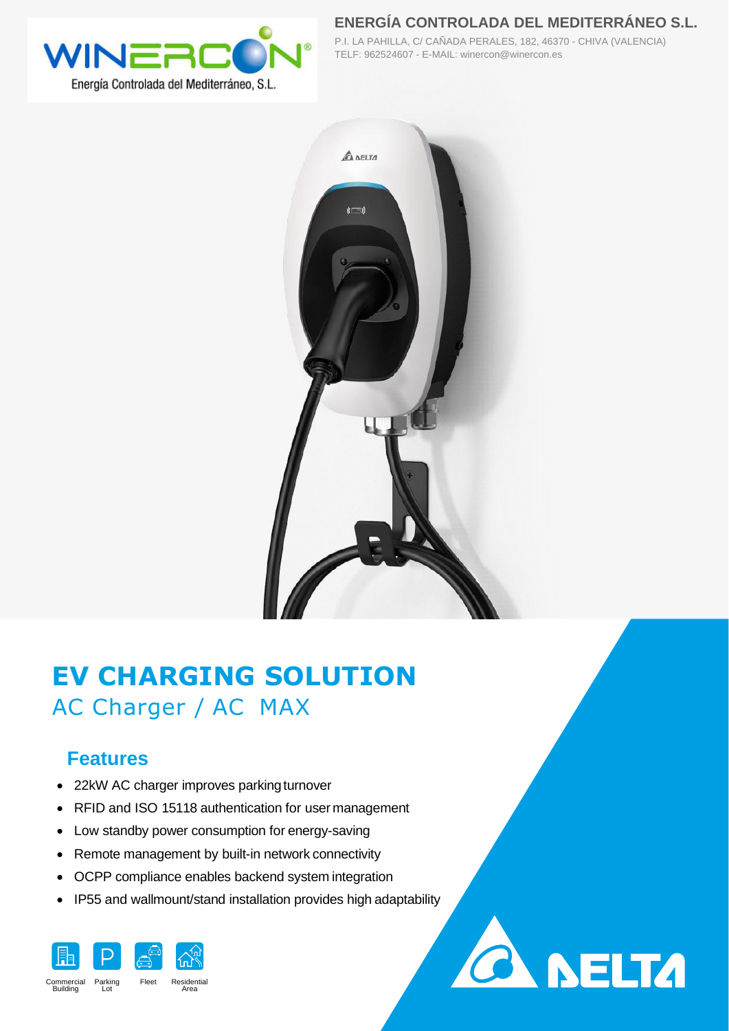**ENERGÍA CONTROLADA DEL MEDITERRÁNEO S.L.**

P.I. LA PAHILLA, C/ CAÑADA PERALES, 182, 46370 - CHIVA (VALENCIA)
TELF: 962524607 - E-MAIL: winercon@winercon.es

WINERCON® Energía Controlada del Mediterráneo, S.L.

# EV CHARGING SOLUTION

## AC Charger / AC MAX

### Features

- 22kW AC charger improves parking turnover
- RFID and ISO 15118 authentication for user management
- Low standby power consumption for energy-saving
- Remote management by built-in network connectivity
- OCPP compliance enables backend system integration
- IP55 and wallmount/stand installation provides high adaptability

Commercial Building | Parking Lot | Fleet | Residential Area

DELTA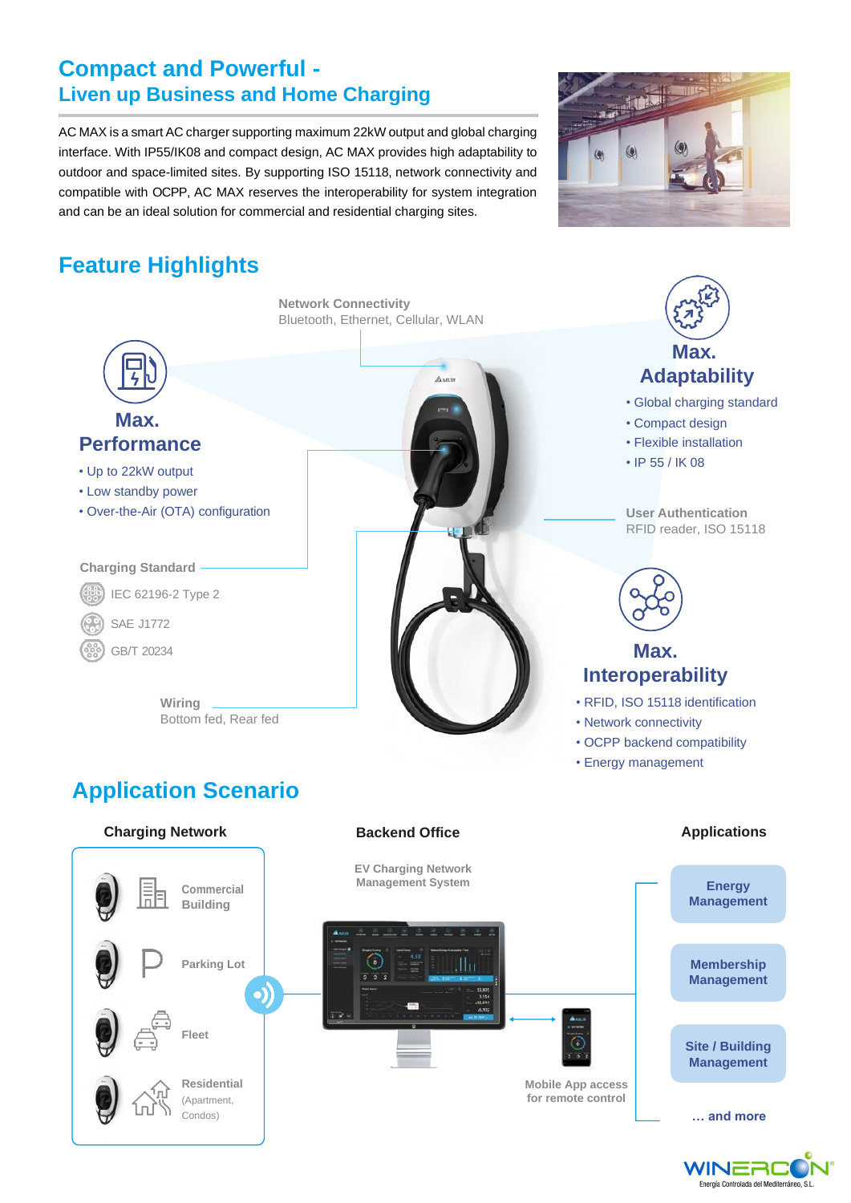# Compact and Powerful -
## Liven up Business and Home Charging

AC MAX is a smart AC charger supporting maximum 22kW output and global charging interface. With IP55/IK08 and compact design, AC MAX provides high adaptability to outdoor and space-limited sites. By supporting ISO 15118, network connectivity and compatible with OCPP, AC MAX reserves the interoperability for system integration and can be an ideal solution for commercial and residential charging sites.

## Feature Highlights

**Network Connectivity**
Bluetooth, Ethernet, Cellular, WLAN

### Max. Performance

- Up to 22kW output
- Low standby power
- Over-the-Air (OTA) configuration

**Charging Standard**

- IEC 62196-2 Type 2
- SAE J1772
- GB/T 20234

**Wiring**
Bottom fed, Rear fed

### Max. Adaptability

- Global charging standard
- Compact design
- Flexible installation
- IP 55 / IK 08

**User Authentication**
RFID reader, ISO 15118

### Max. Interoperability

- RFID, ISO 15118 identification
- Network connectivity
- OCPP backend compatibility
- Energy management

## Application Scenario

**Charging Network**

- Commercial Building
- Parking Lot
- Fleet
- Residential (Apartment, Condos)

**Backend Office**

EV Charging Network Management System

Mobile App access for remote control

**Applications**

- Energy Management
- Membership Management
- Site / Building Management
- … and more

WINERCON
Energía Controlada del Mediterráneo, S.L.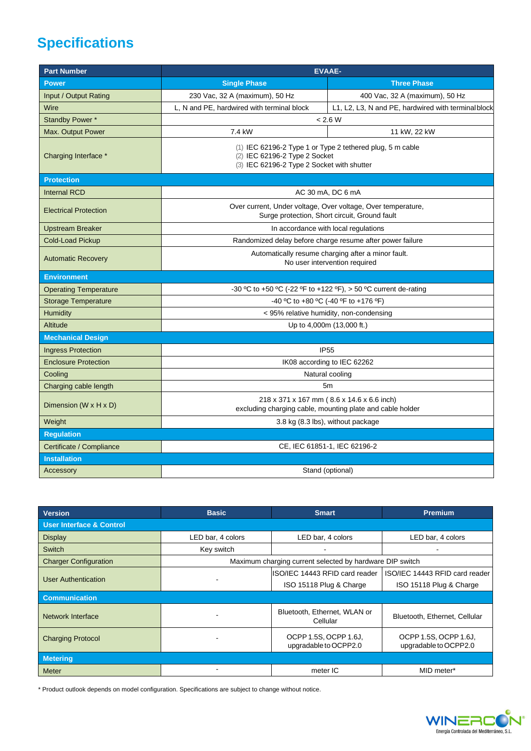# Specifications

| Part Number | EVAAE- | |
|---|---|---|
| **Power** | **Single Phase** | **Three Phase** |
| Input / Output Rating | 230 Vac, 32 A (maximum), 50 Hz | 400 Vac, 32 A (maximum), 50 Hz |
| Wire | L, N and PE, hardwired with terminal block | L1, L2, L3, N and PE, hardwired with terminal block |
| Standby Power * | < 2.6 W | |
| Max. Output Power | 7.4 kW | 11 kW, 22 kW |
| Charging Interface * | (1) IEC 62196-2 Type 1 or Type 2 tethered plug, 5 m cable<br>(2) IEC 62196-2 Type 2 Socket<br>(3) IEC 62196-2 Type 2 Socket with shutter | |
| **Protection** | | |
| Internal RCD | AC 30 mA, DC 6 mA | |
| Electrical Protection | Over current, Under voltage, Over voltage, Over temperature, Surge protection, Short circuit, Ground fault | |
| Upstream Breaker | In accordance with local regulations | |
| Cold-Load Pickup | Randomized delay before charge resume after power failure | |
| Automatic Recovery | Automatically resume charging after a minor fault. No user intervention required | |
| **Environment** | | |
| Operating Temperature | -30 ºC to +50 ºC (-22 ºF to +122 ºF), > 50 ºC current de-rating | |
| Storage Temperature | -40 ºC to +80 ºC (-40 ºF to +176 ºF) | |
| Humidity | < 95% relative humidity, non-condensing | |
| Altitude | Up to 4,000m (13,000 ft.) | |
| **Mechanical Design** | | |
| Ingress Protection | IP55 | |
| Enclosure Protection | IK08 according to IEC 62262 | |
| Cooling | Natural cooling | |
| Charging cable length | 5m | |
| Dimension (W x H x D) | 218 x 371 x 167 mm ( 8.6 x 14.6 x 6.6 inch)<br>excluding charging cable, mounting plate and cable holder | |
| Weight | 3.8 kg (8.3 lbs), without package | |
| **Regulation** | | |
| Certificate / Compliance | CE, IEC 61851-1, IEC 62196-2 | |
| **Installation** | | |
| Accessory | Stand (optional) | |

| Version | Basic | Smart | Premium |
|---|---|---|---|
| **User Interface & Control** | | | |
| Display | LED bar, 4 colors | LED bar, 4 colors | LED bar, 4 colors |
| Switch | Key switch | - | - |
| Charger Configuration | Maximum charging current selected by hardware DIP switch | | |
| User Authentication | - | ISO/IEC 14443 RFID card reader<br>ISO 15118 Plug & Charge | ISO/IEC 14443 RFID card reader<br>ISO 15118 Plug & Charge |
| **Communication** | | | |
| Network Interface | - | Bluetooth, Ethernet, WLAN or Cellular | Bluetooth, Ethernet, Cellular |
| Charging Protocol | - | OCPP 1.5S, OCPP 1.6J, upgradable to OCPP2.0 | OCPP 1.5S, OCPP 1.6J, upgradable to OCPP2.0 |
| **Metering** | | | |
| Meter | - | meter IC | MID meter* |

* Product outlook depends on model configuration. Specifications are subject to change without notice.

WINERCON
Energía Controlada del Mediterráneo, S.L.